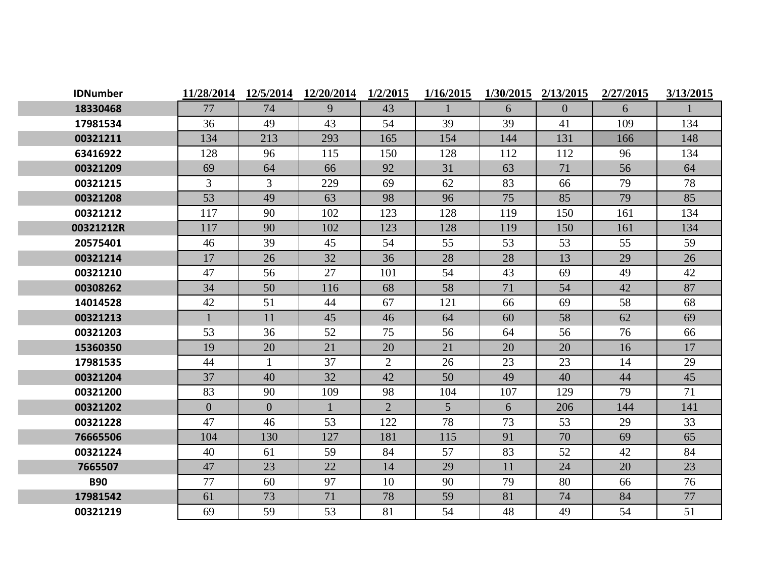| IDNumber | 11/28/2014 | 12/5/2014 | 12/20/2014 | 1/2/2015 | 1/16/2015 | 1/30/2015 | 2/13/2015 | 2/27/2015 | 3/13/2015 |
|---|---|---|---|---|---|---|---|---|---|
| 18330468 | 77 | 74 | 9 | 43 | 1 | 6 | 0 | 6 | 1 |
| 17981534 | 36 | 49 | 43 | 54 | 39 | 39 | 41 | 109 | 134 |
| 00321211 | 134 | 213 | 293 | 165 | 154 | 144 | 131 | 166 | 148 |
| 63416922 | 128 | 96 | 115 | 150 | 128 | 112 | 112 | 96 | 134 |
| 00321209 | 69 | 64 | 66 | 92 | 31 | 63 | 71 | 56 | 64 |
| 00321215 | 3 | 3 | 229 | 69 | 62 | 83 | 66 | 79 | 78 |
| 00321208 | 53 | 49 | 63 | 98 | 96 | 75 | 85 | 79 | 85 |
| 00321212 | 117 | 90 | 102 | 123 | 128 | 119 | 150 | 161 | 134 |
| 00321212R | 117 | 90 | 102 | 123 | 128 | 119 | 150 | 161 | 134 |
| 20575401 | 46 | 39 | 45 | 54 | 55 | 53 | 53 | 55 | 59 |
| 00321214 | 17 | 26 | 32 | 36 | 28 | 28 | 13 | 29 | 26 |
| 00321210 | 47 | 56 | 27 | 101 | 54 | 43 | 69 | 49 | 42 |
| 00308262 | 34 | 50 | 116 | 68 | 58 | 71 | 54 | 42 | 87 |
| 14014528 | 42 | 51 | 44 | 67 | 121 | 66 | 69 | 58 | 68 |
| 00321213 | 1 | 11 | 45 | 46 | 64 | 60 | 58 | 62 | 69 |
| 00321203 | 53 | 36 | 52 | 75 | 56 | 64 | 56 | 76 | 66 |
| 15360350 | 19 | 20 | 21 | 20 | 21 | 20 | 20 | 16 | 17 |
| 17981535 | 44 | 1 | 37 | 2 | 26 | 23 | 23 | 14 | 29 |
| 00321204 | 37 | 40 | 32 | 42 | 50 | 49 | 40 | 44 | 45 |
| 00321200 | 83 | 90 | 109 | 98 | 104 | 107 | 129 | 79 | 71 |
| 00321202 | 0 | 0 | 1 | 2 | 5 | 6 | 206 | 144 | 141 |
| 00321228 | 47 | 46 | 53 | 122 | 78 | 73 | 53 | 29 | 33 |
| 76665506 | 104 | 130 | 127 | 181 | 115 | 91 | 70 | 69 | 65 |
| 00321224 | 40 | 61 | 59 | 84 | 57 | 83 | 52 | 42 | 84 |
| 7665507 | 47 | 23 | 22 | 14 | 29 | 11 | 24 | 20 | 23 |
| B90 | 77 | 60 | 97 | 10 | 90 | 79 | 80 | 66 | 76 |
| 17981542 | 61 | 73 | 71 | 78 | 59 | 81 | 74 | 84 | 77 |
| 00321219 | 69 | 59 | 53 | 81 | 54 | 48 | 49 | 54 | 51 |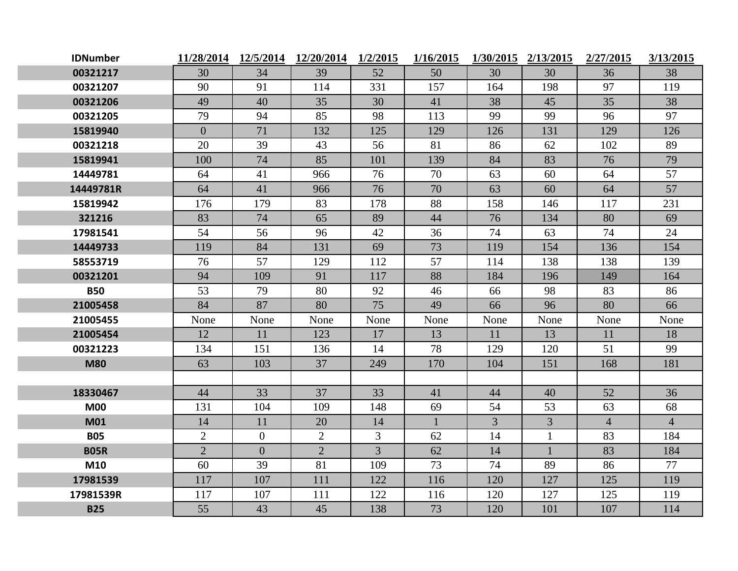| IDNumber | 11/28/2014 | 12/5/2014 | 12/20/2014 | 1/2/2015 | 1/16/2015 | 1/30/2015 | 2/13/2015 | 2/27/2015 | 3/13/2015 |
|---|---|---|---|---|---|---|---|---|---|
| 00321217 | 30 | 34 | 39 | 52 | 50 | 30 | 30 | 36 | 38 |
| 00321207 | 90 | 91 | 114 | 331 | 157 | 164 | 198 | 97 | 119 |
| 00321206 | 49 | 40 | 35 | 30 | 41 | 38 | 45 | 35 | 38 |
| 00321205 | 79 | 94 | 85 | 98 | 113 | 99 | 99 | 96 | 97 |
| 15819940 | 0 | 71 | 132 | 125 | 129 | 126 | 131 | 129 | 126 |
| 00321218 | 20 | 39 | 43 | 56 | 81 | 86 | 62 | 102 | 89 |
| 15819941 | 100 | 74 | 85 | 101 | 139 | 84 | 83 | 76 | 79 |
| 14449781 | 64 | 41 | 966 | 76 | 70 | 63 | 60 | 64 | 57 |
| 14449781R | 64 | 41 | 966 | 76 | 70 | 63 | 60 | 64 | 57 |
| 15819942 | 176 | 179 | 83 | 178 | 88 | 158 | 146 | 117 | 231 |
| 321216 | 83 | 74 | 65 | 89 | 44 | 76 | 134 | 80 | 69 |
| 17981541 | 54 | 56 | 96 | 42 | 36 | 74 | 63 | 74 | 24 |
| 14449733 | 119 | 84 | 131 | 69 | 73 | 119 | 154 | 136 | 154 |
| 58553719 | 76 | 57 | 129 | 112 | 57 | 114 | 138 | 138 | 139 |
| 00321201 | 94 | 109 | 91 | 117 | 88 | 184 | 196 | 149 | 164 |
| B50 | 53 | 79 | 80 | 92 | 46 | 66 | 98 | 83 | 86 |
| 21005458 | 84 | 87 | 80 | 75 | 49 | 66 | 96 | 80 | 66 |
| 21005455 | None | None | None | None | None | None | None | None | None |
| 21005454 | 12 | 11 | 123 | 17 | 13 | 11 | 13 | 11 | 18 |
| 00321223 | 134 | 151 | 136 | 14 | 78 | 129 | 120 | 51 | 99 |
| M80 | 63 | 103 | 37 | 249 | 170 | 104 | 151 | 168 | 181 |
| | | | | | | | | | |
| 18330467 | 44 | 33 | 37 | 33 | 41 | 44 | 40 | 52 | 36 |
| M00 | 131 | 104 | 109 | 148 | 69 | 54 | 53 | 63 | 68 |
| M01 | 14 | 11 | 20 | 14 | 1 | 3 | 3 | 4 | 4 |
| B05 | 2 | 0 | 2 | 3 | 62 | 14 | 1 | 83 | 184 |
| B05R | 2 | 0 | 2 | 3 | 62 | 14 | 1 | 83 | 184 |
| M10 | 60 | 39 | 81 | 109 | 73 | 74 | 89 | 86 | 77 |
| 17981539 | 117 | 107 | 111 | 122 | 116 | 120 | 127 | 125 | 119 |
| 17981539R | 117 | 107 | 111 | 122 | 116 | 120 | 127 | 125 | 119 |
| B25 | 55 | 43 | 45 | 138 | 73 | 120 | 101 | 107 | 114 |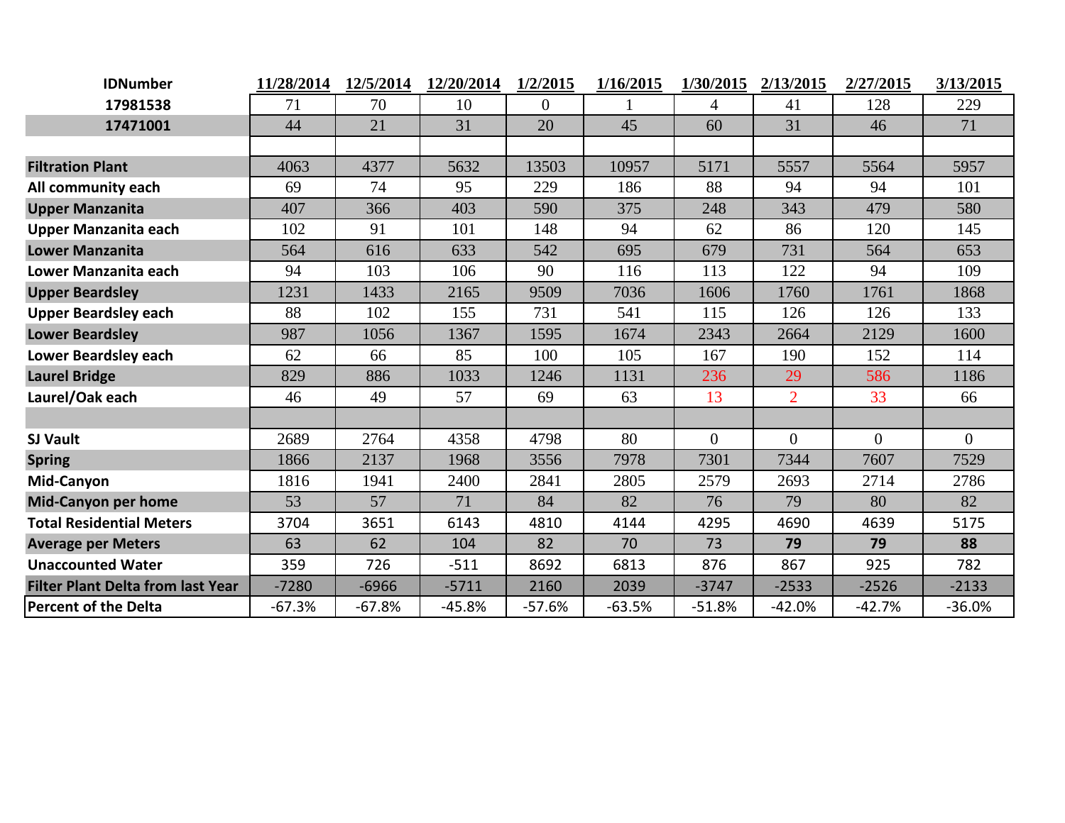| IDNumber | 11/28/2014 | 12/5/2014 | 12/20/2014 | 1/2/2015 | 1/16/2015 | 1/30/2015 | 2/13/2015 | 2/27/2015 | 3/13/2015 |
|---|---|---|---|---|---|---|---|---|---|
| 17981538 | 71 | 70 | 10 | 0 | 1 | 4 | 41 | 128 | 229 |
| 17471001 | 44 | 21 | 31 | 20 | 45 | 60 | 31 | 46 | 71 |
| | | | | | | | | | |
| Filtration Plant | 4063 | 4377 | 5632 | 13503 | 10957 | 5171 | 5557 | 5564 | 5957 |
| All community each | 69 | 74 | 95 | 229 | 186 | 88 | 94 | 94 | 101 |
| Upper Manzanita | 407 | 366 | 403 | 590 | 375 | 248 | 343 | 479 | 580 |
| Upper Manzanita each | 102 | 91 | 101 | 148 | 94 | 62 | 86 | 120 | 145 |
| Lower Manzanita | 564 | 616 | 633 | 542 | 695 | 679 | 731 | 564 | 653 |
| Lower Manzanita each | 94 | 103 | 106 | 90 | 116 | 113 | 122 | 94 | 109 |
| Upper Beardsley | 1231 | 1433 | 2165 | 9509 | 7036 | 1606 | 1760 | 1761 | 1868 |
| Upper Beardsley each | 88 | 102 | 155 | 731 | 541 | 115 | 126 | 126 | 133 |
| Lower Beardsley | 987 | 1056 | 1367 | 1595 | 1674 | 2343 | 2664 | 2129 | 1600 |
| Lower Beardsley each | 62 | 66 | 85 | 100 | 105 | 167 | 190 | 152 | 114 |
| Laurel Bridge | 829 | 886 | 1033 | 1246 | 1131 | 236 | 29 | 586 | 1186 |
| Laurel/Oak each | 46 | 49 | 57 | 69 | 63 | 13 | 2 | 33 | 66 |
| | | | | | | | | | |
| SJ Vault | 2689 | 2764 | 4358 | 4798 | 80 | 0 | 0 | 0 | 0 |
| Spring | 1866 | 2137 | 1968 | 3556 | 7978 | 7301 | 7344 | 7607 | 7529 |
| Mid-Canyon | 1816 | 1941 | 2400 | 2841 | 2805 | 2579 | 2693 | 2714 | 2786 |
| Mid-Canyon per home | 53 | 57 | 71 | 84 | 82 | 76 | 79 | 80 | 82 |
| Total Residential Meters | 3704 | 3651 | 6143 | 4810 | 4144 | 4295 | 4690 | 4639 | 5175 |
| Average per Meters | 63 | 62 | 104 | 82 | 70 | 73 | **79** | **79** | **88** |
| Unaccounted Water | 359 | 726 | -511 | 8692 | 6813 | 876 | 867 | 925 | 782 |
| Filter Plant Delta from last Year | -7280 | -6966 | -5711 | 2160 | 2039 | -3747 | -2533 | -2526 | -2133 |
| Percent of the Delta | -67.3% | -67.8% | -45.8% | -57.6% | -63.5% | -51.8% | -42.0% | -42.7% | -36.0% |